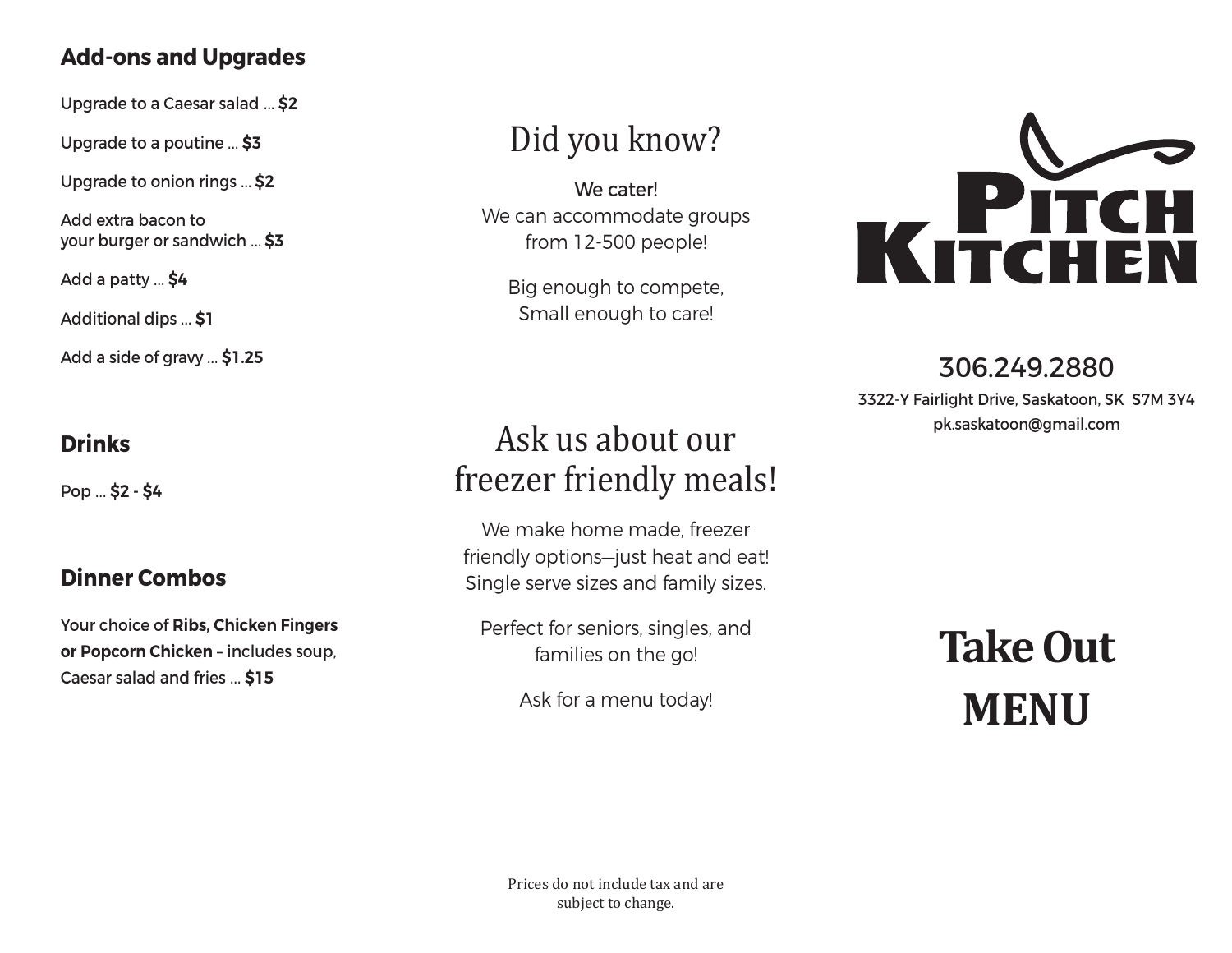## Add-ons and Upgrades

Upgrade to a Caesar salad ... **$2**

Upgrade to a poutine ... **$3**

Upgrade to onion rings ... **$2**

Add extra bacon to
your burger or sandwich ... **$3**

Add a patty ... **$4**

Additional dips ... **$1**

Add a side of gravy ... **$1.25**

## Drinks

Pop ... **$2 - $4**

## Dinner Combos

Your choice of **Ribs, Chicken Fingers or Popcorn Chicken** – includes soup, Caesar salad and fries ... **$15**

# Did you know?

We cater!
We can accommodate groups from 12-500 people!

Big enough to compete,
Small enough to care!

# Ask us about our freezer friendly meals!

We make home made, freezer friendly options—just heat and eat! Single serve sizes and family sizes.

Perfect for seniors, singles, and families on the go!

Ask for a menu today!

Prices do not include tax and are subject to change.

# Pitch Kitchen

306.249.2880

3322-Y Fairlight Drive, Saskatoon, SK S7M 3Y4

pk.saskatoon@gmail.com

# Take Out MENU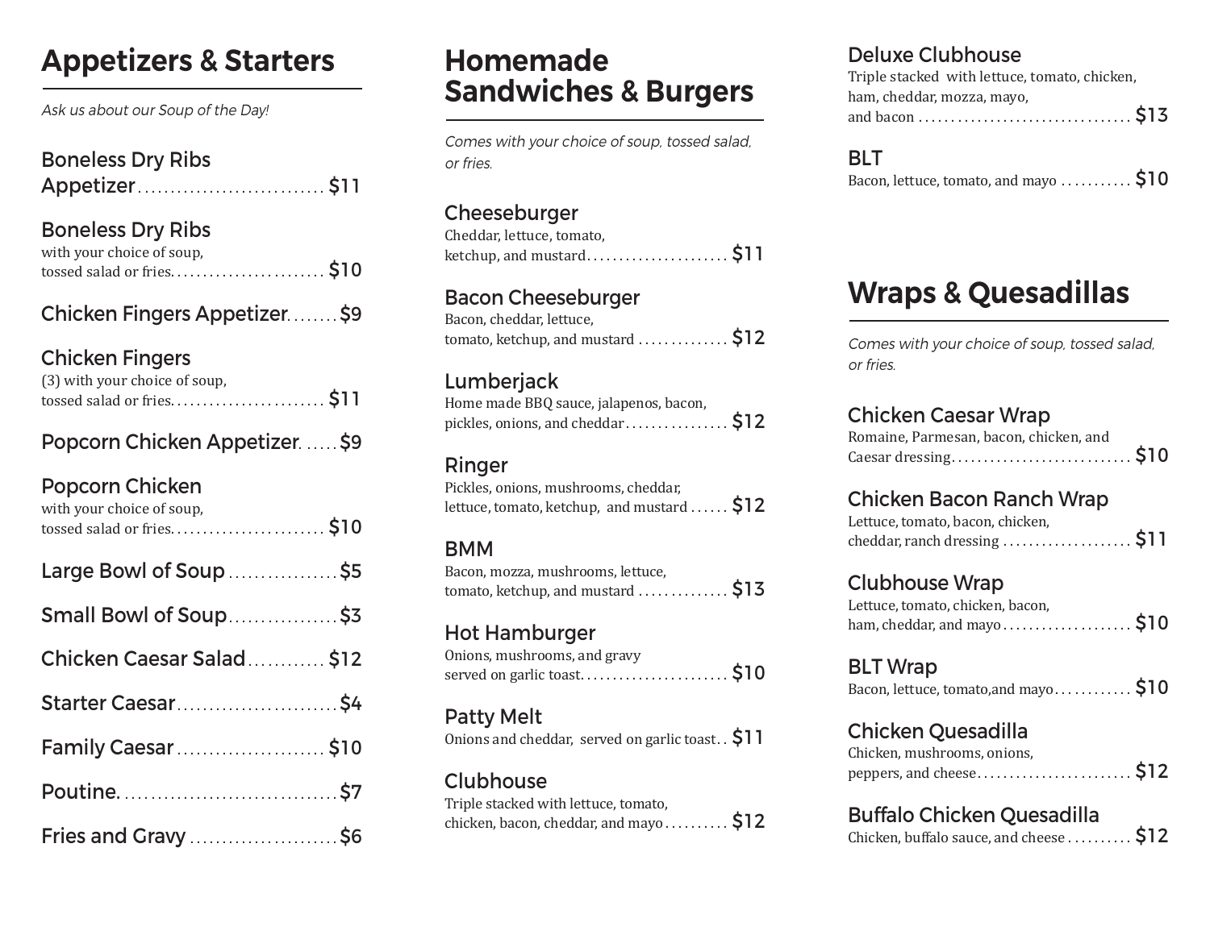## Appetizers & Starters

*Ask us about our Soup of the Day!*

**Boneless Dry Ribs Appetizer** ... $11

**Boneless Dry Ribs**
with your choice of soup, tossed salad or fries ... $10

**Chicken Fingers Appetizer** ... $9

**Chicken Fingers**
(3) with your choice of soup, tossed salad or fries ... $11

**Popcorn Chicken Appetizer** ... $9

**Popcorn Chicken**
with your choice of soup, tossed salad or fries ... $10

**Large Bowl of Soup** ... $5

**Small Bowl of Soup** ... $3

**Chicken Caesar Salad** ... $12

**Starter Caesar** ... $4

**Family Caesar** ... $10

**Poutine** ... $7

**Fries and Gravy** ... $6

## Homemade Sandwiches & Burgers

*Comes with your choice of soup, tossed salad, or fries.*

**Cheeseburger**
Cheddar, lettuce, tomato, ketchup, and mustard ... $11

**Bacon Cheeseburger**
Bacon, cheddar, lettuce, tomato, ketchup, and mustard ... $12

**Lumberjack**
Home made BBQ sauce, jalapenos, bacon, pickles, onions, and cheddar ... $12

**Ringer**
Pickles, onions, mushrooms, cheddar, lettuce, tomato, ketchup, and mustard ... $12

**BMM**
Bacon, mozza, mushrooms, lettuce, tomato, ketchup, and mustard ... $13

**Hot Hamburger**
Onions, mushrooms, and gravy served on garlic toast ... $10

**Patty Melt**
Onions and cheddar, served on garlic toast ... $11

**Clubhouse**
Triple stacked with lettuce, tomato, chicken, bacon, cheddar, and mayo ... $12

**Deluxe Clubhouse**
Triple stacked with lettuce, tomato, chicken, ham, cheddar, mozza, mayo, and bacon ... $13

**BLT**
Bacon, lettuce, tomato, and mayo ... $10

## Wraps & Quesadillas

*Comes with your choice of soup, tossed salad, or fries.*

**Chicken Caesar Wrap**
Romaine, Parmesan, bacon, chicken, and Caesar dressing ... $10

**Chicken Bacon Ranch Wrap**
Lettuce, tomato, bacon, chicken, cheddar, ranch dressing ... $11

**Clubhouse Wrap**
Lettuce, tomato, chicken, bacon, ham, cheddar, and mayo ... $10

**BLT Wrap**
Bacon, lettuce, tomato,and mayo ... $10

**Chicken Quesadilla**
Chicken, mushrooms, onions, peppers, and cheese ... $12

**Buffalo Chicken Quesadilla**
Chicken, buffalo sauce, and cheese ... $12